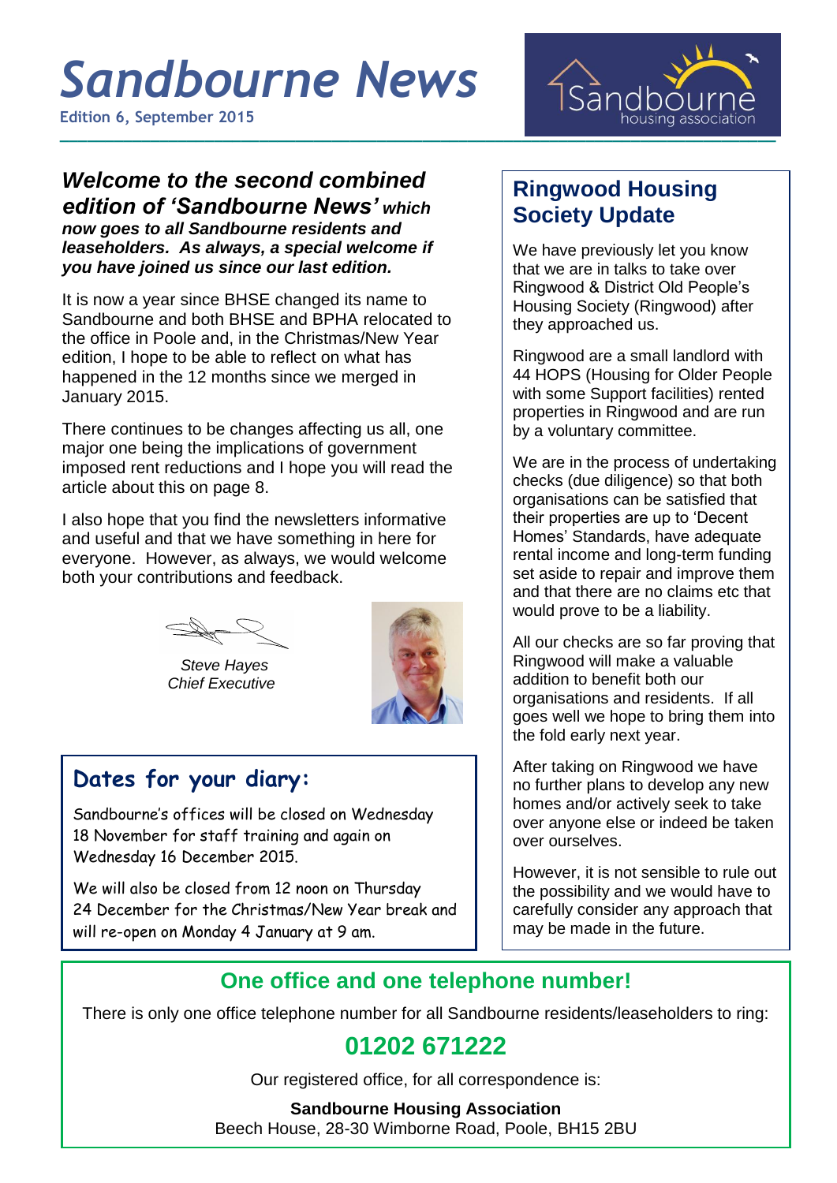# Sandbourne News

**Edition 6, September 2015**

Sandbourne housing association

***Welcome to the second combined edition of 'Sandbourne News' which now goes to all Sandbourne residents and leaseholders. As always, a special welcome if you have joined us since our last edition.***

It is now a year since BHSE changed its name to Sandbourne and both BHSE and BPHA relocated to the office in Poole and, in the Christmas/New Year edition, I hope to be able to reflect on what has happened in the 12 months since we merged in January 2015.

There continues to be changes affecting us all, one major one being the implications of government imposed rent reductions and I hope you will read the article about this on page 8.

I also hope that you find the newsletters informative and useful and that we have something in here for everyone. However, as always, we would welcome both your contributions and feedback.

*Steve Hayes*
*Chief Executive*

## Dates for your diary:

Sandbourne's offices will be closed on Wednesday 18 November for staff training and again on Wednesday 16 December 2015.

We will also be closed from 12 noon on Thursday 24 December for the Christmas/New Year break and will re-open on Monday 4 January at 9 am.

## Ringwood Housing Society Update

We have previously let you know that we are in talks to take over Ringwood & District Old People's Housing Society (Ringwood) after they approached us.

Ringwood are a small landlord with 44 HOPS (Housing for Older People with some Support facilities) rented properties in Ringwood and are run by a voluntary committee.

We are in the process of undertaking checks (due diligence) so that both organisations can be satisfied that their properties are up to 'Decent Homes' Standards, have adequate rental income and long-term funding set aside to repair and improve them and that there are no claims etc that would prove to be a liability.

All our checks are so far proving that Ringwood will make a valuable addition to benefit both our organisations and residents. If all goes well we hope to bring them into the fold early next year.

After taking on Ringwood we have no further plans to develop any new homes and/or actively seek to take over anyone else or indeed be taken over ourselves.

However, it is not sensible to rule out the possibility and we would have to carefully consider any approach that may be made in the future.

## One office and one telephone number!

There is only one office telephone number for all Sandbourne residents/leaseholders to ring:

**01202 671222**

Our registered office, for all correspondence is:

**Sandbourne Housing Association**
Beech House, 28-30 Wimborne Road, Poole, BH15 2BU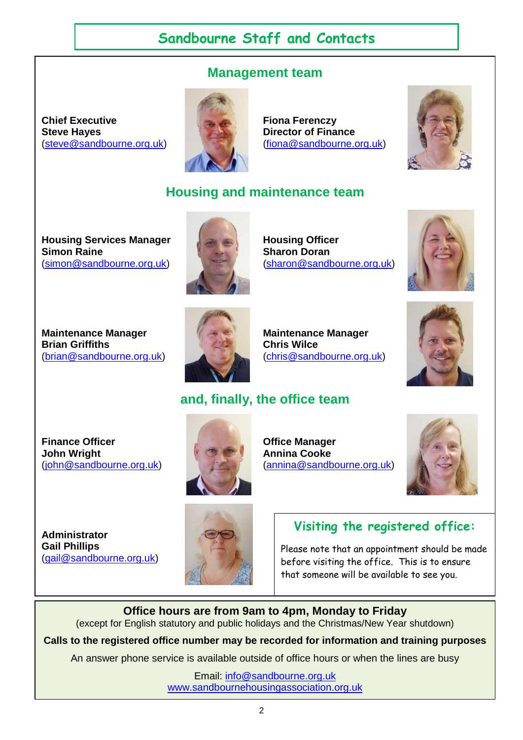# Sandbourne Staff and Contacts

## Management team

**Chief Executive**
**Steve Hayes**
(steve@sandbourne.org.uk)

**Fiona Ferenczy**
**Director of Finance**
(fiona@sandbourne.org.uk)

## Housing and maintenance team

**Housing Services Manager**
**Simon Raine**
(simon@sandbourne.org.uk)

**Housing Officer**
**Sharon Doran**
(sharon@sandbourne.org.uk)

**Maintenance Manager**
**Brian Griffiths**
(brian@sandbourne.org.uk)

**Maintenance Manager**
**Chris Wilce**
(chris@sandbourne.org.uk)

## and, finally, the office team

**Finance Officer**
**John Wright**
(john@sandbourne.org.uk)

**Office Manager**
**Annina Cooke**
(annina@sandbourne.org.uk)

**Administrator**
**Gail Phillips**
(gail@sandbourne.org.uk)

### Visiting the registered office:

Please note that an appointment should be made before visiting the office. This is to ensure that someone will be available to see you.

**Office hours are from 9am to 4pm, Monday to Friday**
(except for English statutory and public holidays and the Christmas/New Year shutdown)

**Calls to the registered office number may be recorded for information and training purposes**

An answer phone service is available outside of office hours or when the lines are busy

Email: info@sandbourne.org.uk
www.sandbournehousingassociation.org.uk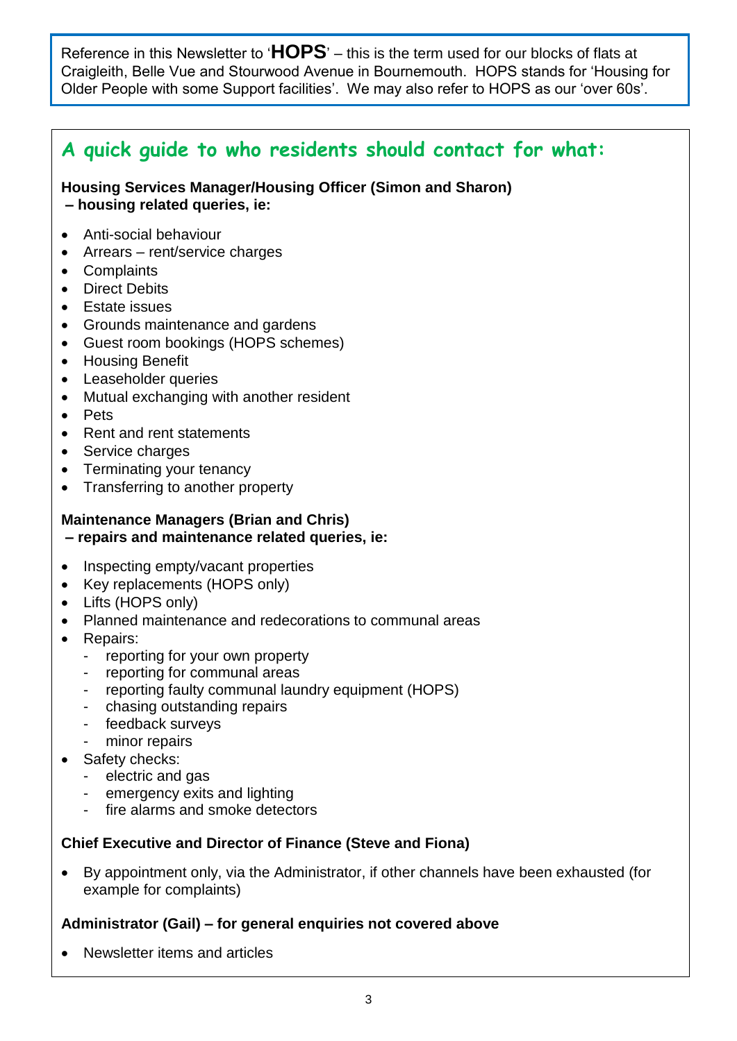Reference in this Newsletter to '**HOPS**' – this is the term used for our blocks of flats at Craigleith, Belle Vue and Stourwood Avenue in Bournemouth. HOPS stands for 'Housing for Older People with some Support facilities'. We may also refer to HOPS as our 'over 60s'.

## A quick guide to who residents should contact for what:

**Housing Services Manager/Housing Officer (Simon and Sharon)**
**– housing related queries, ie:**

- Anti-social behaviour
- Arrears – rent/service charges
- Complaints
- Direct Debits
- Estate issues
- Grounds maintenance and gardens
- Guest room bookings (HOPS schemes)
- Housing Benefit
- Leaseholder queries
- Mutual exchanging with another resident
- Pets
- Rent and rent statements
- Service charges
- Terminating your tenancy
- Transferring to another property

**Maintenance Managers (Brian and Chris)**
**– repairs and maintenance related queries, ie:**

- Inspecting empty/vacant properties
- Key replacements (HOPS only)
- Lifts (HOPS only)
- Planned maintenance and redecorations to communal areas
- Repairs:
  - reporting for your own property
  - reporting for communal areas
  - reporting faulty communal laundry equipment (HOPS)
  - chasing outstanding repairs
  - feedback surveys
  - minor repairs
- Safety checks:
  - electric and gas
  - emergency exits and lighting
  - fire alarms and smoke detectors

**Chief Executive and Director of Finance (Steve and Fiona)**

- By appointment only, via the Administrator, if other channels have been exhausted (for example for complaints)

**Administrator (Gail) – for general enquiries not covered above**

- Newsletter items and articles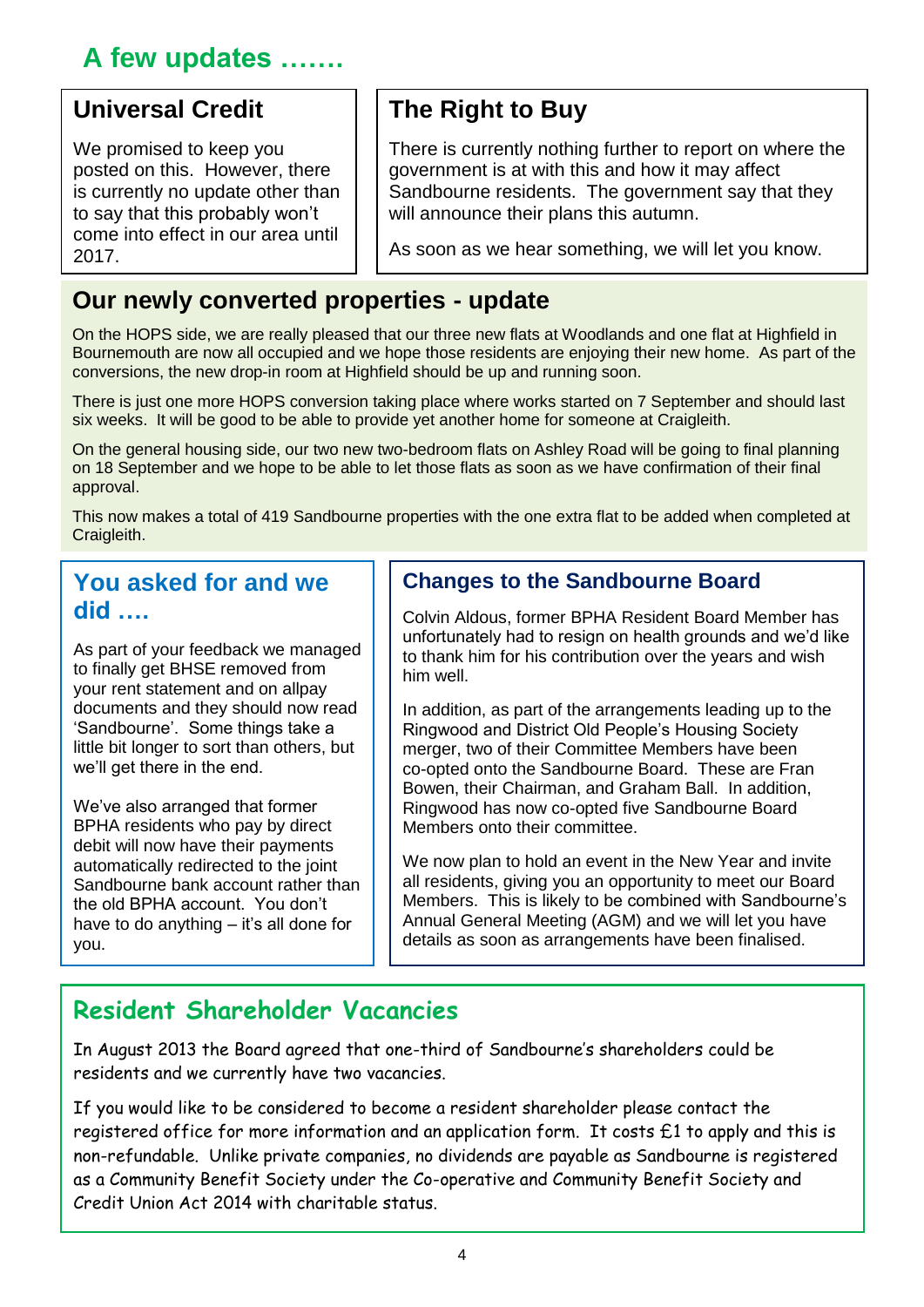# A few updates …….

## Universal Credit

We promised to keep you posted on this. However, there is currently no update other than to say that this probably won't come into effect in our area until 2017.

## The Right to Buy

There is currently nothing further to report on where the government is at with this and how it may affect Sandbourne residents. The government say that they will announce their plans this autumn.

As soon as we hear something, we will let you know.

## Our newly converted properties - update

On the HOPS side, we are really pleased that our three new flats at Woodlands and one flat at Highfield in Bournemouth are now all occupied and we hope those residents are enjoying their new home. As part of the conversions, the new drop-in room at Highfield should be up and running soon.

There is just one more HOPS conversion taking place where works started on 7 September and should last six weeks. It will be good to be able to provide yet another home for someone at Craigleith.

On the general housing side, our two new two-bedroom flats on Ashley Road will be going to final planning on 18 September and we hope to be able to let those flats as soon as we have confirmation of their final approval.

This now makes a total of 419 Sandbourne properties with the one extra flat to be added when completed at Craigleith.

## You asked for and we did ….

As part of your feedback we managed to finally get BHSE removed from your rent statement and on allpay documents and they should now read 'Sandbourne'. Some things take a little bit longer to sort than others, but we'll get there in the end.

We've also arranged that former BPHA residents who pay by direct debit will now have their payments automatically redirected to the joint Sandbourne bank account rather than the old BPHA account. You don't have to do anything – it's all done for you.

## Changes to the Sandbourne Board

Colvin Aldous, former BPHA Resident Board Member has unfortunately had to resign on health grounds and we'd like to thank him for his contribution over the years and wish him well.

In addition, as part of the arrangements leading up to the Ringwood and District Old People's Housing Society merger, two of their Committee Members have been co-opted onto the Sandbourne Board. These are Fran Bowen, their Chairman, and Graham Ball. In addition, Ringwood has now co-opted five Sandbourne Board Members onto their committee.

We now plan to hold an event in the New Year and invite all residents, giving you an opportunity to meet our Board Members. This is likely to be combined with Sandbourne's Annual General Meeting (AGM) and we will let you have details as soon as arrangements have been finalised.

## Resident Shareholder Vacancies

In August 2013 the Board agreed that one-third of Sandbourne's shareholders could be residents and we currently have two vacancies.

If you would like to be considered to become a resident shareholder please contact the registered office for more information and an application form. It costs £1 to apply and this is non-refundable. Unlike private companies, no dividends are payable as Sandbourne is registered as a Community Benefit Society under the Co-operative and Community Benefit Society and Credit Union Act 2014 with charitable status.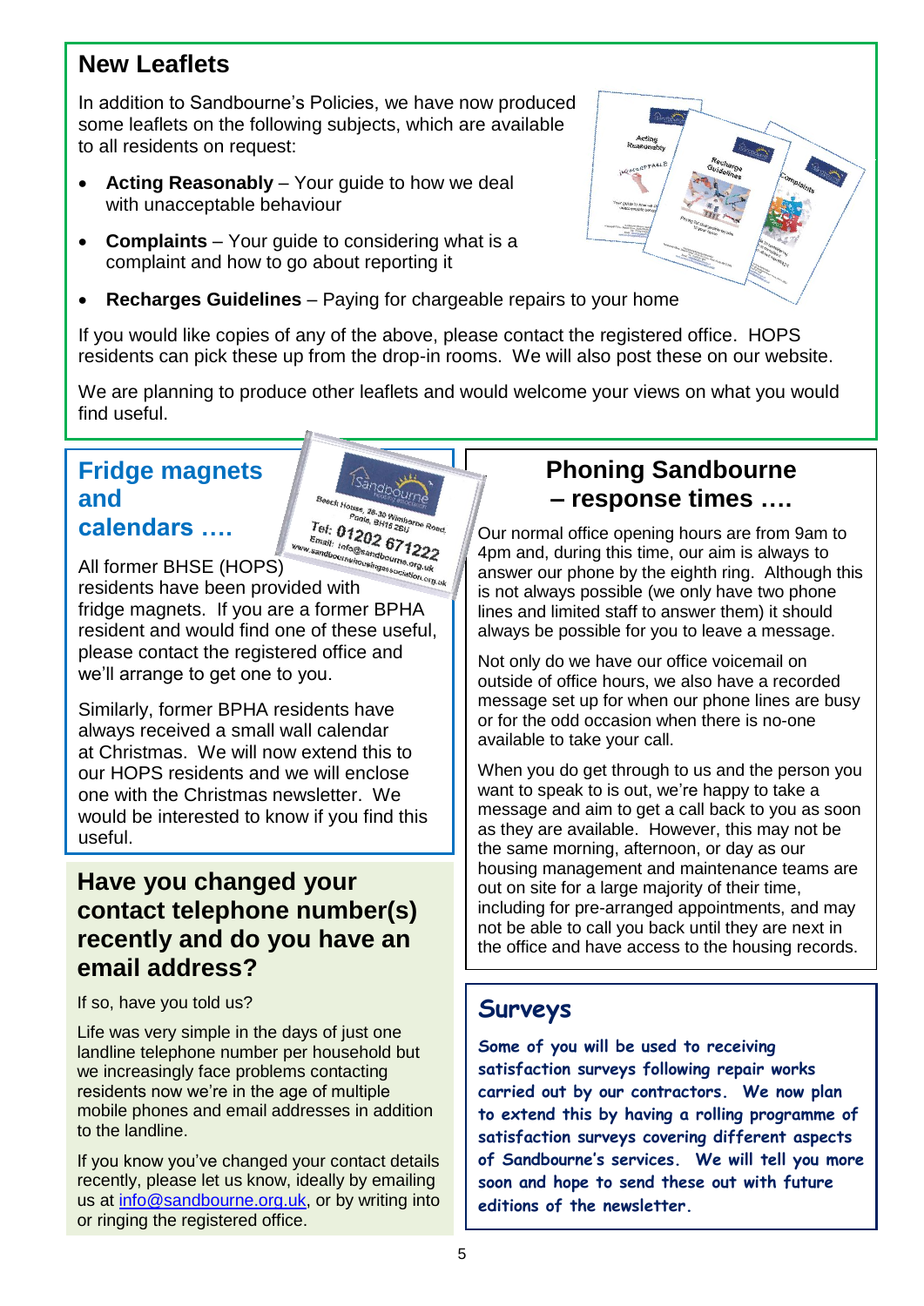## New Leaflets

In addition to Sandbourne's Policies, we have now produced some leaflets on the following subjects, which are available to all residents on request:

- **Acting Reasonably** – Your guide to how we deal with unacceptable behaviour
- **Complaints** – Your guide to considering what is a complaint and how to go about reporting it
- **Recharges Guidelines** – Paying for chargeable repairs to your home

If you would like copies of any of the above, please contact the registered office. HOPS residents can pick these up from the drop-in rooms. We will also post these on our website.

We are planning to produce other leaflets and would welcome your views on what you would find useful.

## Fridge magnets and calendars ….

All former BHSE (HOPS) residents have been provided with fridge magnets. If you are a former BPHA resident and would find one of these useful, please contact the registered office and we'll arrange to get one to you.

Similarly, former BPHA residents have always received a small wall calendar at Christmas. We will now extend this to our HOPS residents and we will enclose one with the Christmas newsletter. We would be interested to know if you find this useful.

## Have you changed your contact telephone number(s) recently and do you have an email address?

If so, have you told us?

Life was very simple in the days of just one landline telephone number per household but we increasingly face problems contacting residents now we're in the age of multiple mobile phones and email addresses in addition to the landline.

If you know you've changed your contact details recently, please let us know, ideally by emailing us at info@sandbourne.org.uk, or by writing into or ringing the registered office.

## Phoning Sandbourne – response times ….

Our normal office opening hours are from 9am to 4pm and, during this time, our aim is always to answer our phone by the eighth ring. Although this is not always possible (we only have two phone lines and limited staff to answer them) it should always be possible for you to leave a message.

Not only do we have our office voicemail on outside of office hours, we also have a recorded message set up for when our phone lines are busy or for the odd occasion when there is no-one available to take your call.

When you do get through to us and the person you want to speak to is out, we're happy to take a message and aim to get a call back to you as soon as they are available. However, this may not be the same morning, afternoon, or day as our housing management and maintenance teams are out on site for a large majority of their time, including for pre-arranged appointments, and may not be able to call you back until they are next in the office and have access to the housing records.

## Surveys

Some of you will be used to receiving satisfaction surveys following repair works carried out by our contractors. We now plan to extend this by having a rolling programme of satisfaction surveys covering different aspects of Sandbourne's services. We will tell you more soon and hope to send these out with future editions of the newsletter.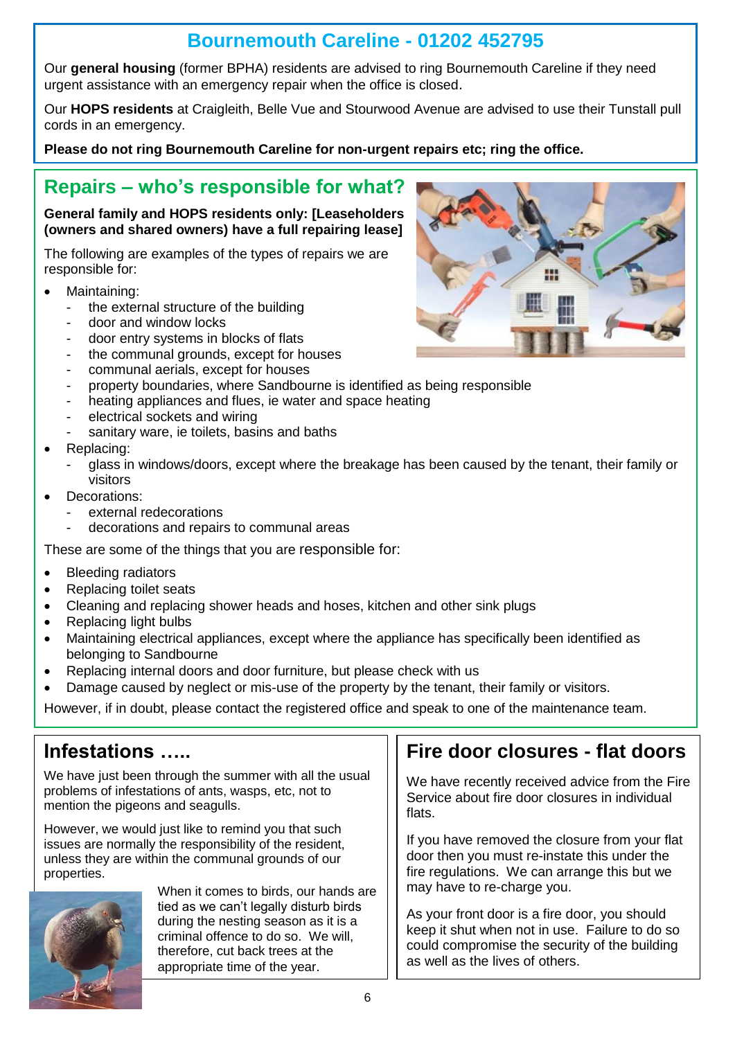## Bournemouth Careline - 01202 452795

Our **general housing** (former BPHA) residents are advised to ring Bournemouth Careline if they need urgent assistance with an emergency repair when the office is closed.

Our **HOPS residents** at Craigleith, Belle Vue and Stourwood Avenue are advised to use their Tunstall pull cords in an emergency.

**Please do not ring Bournemouth Careline for non-urgent repairs etc; ring the office.**

## Repairs – who's responsible for what?

**General family and HOPS residents only: [Leaseholders (owners and shared owners) have a full repairing lease]**

The following are examples of the types of repairs we are responsible for:

- Maintaining:
  - the external structure of the building
  - door and window locks
  - door entry systems in blocks of flats
  - the communal grounds, except for houses
  - communal aerials, except for houses
  - property boundaries, where Sandbourne is identified as being responsible
  - heating appliances and flues, ie water and space heating
  - electrical sockets and wiring
  - sanitary ware, ie toilets, basins and baths
- Replacing:
  - glass in windows/doors, except where the breakage has been caused by the tenant, their family or visitors
- Decorations:
  - external redecorations
  - decorations and repairs to communal areas

These are some of the things that you are responsible for:

- Bleeding radiators
- Replacing toilet seats
- Cleaning and replacing shower heads and hoses, kitchen and other sink plugs
- Replacing light bulbs
- Maintaining electrical appliances, except where the appliance has specifically been identified as belonging to Sandbourne
- Replacing internal doors and door furniture, but please check with us
- Damage caused by neglect or mis-use of the property by the tenant, their family or visitors.

However, if in doubt, please contact the registered office and speak to one of the maintenance team.

## Infestations .....

We have just been through the summer with all the usual problems of infestations of ants, wasps, etc, not to mention the pigeons and seagulls.

However, we would just like to remind you that such issues are normally the responsibility of the resident, unless they are within the communal grounds of our properties.

When it comes to birds, our hands are tied as we can't legally disturb birds during the nesting season as it is a criminal offence to do so. We will, therefore, cut back trees at the appropriate time of the year.

## Fire door closures - flat doors

We have recently received advice from the Fire Service about fire door closures in individual flats.

If you have removed the closure from your flat door then you must re-instate this under the fire regulations. We can arrange this but we may have to re-charge you.

As your front door is a fire door, you should keep it shut when not in use. Failure to do so could compromise the security of the building as well as the lives of others.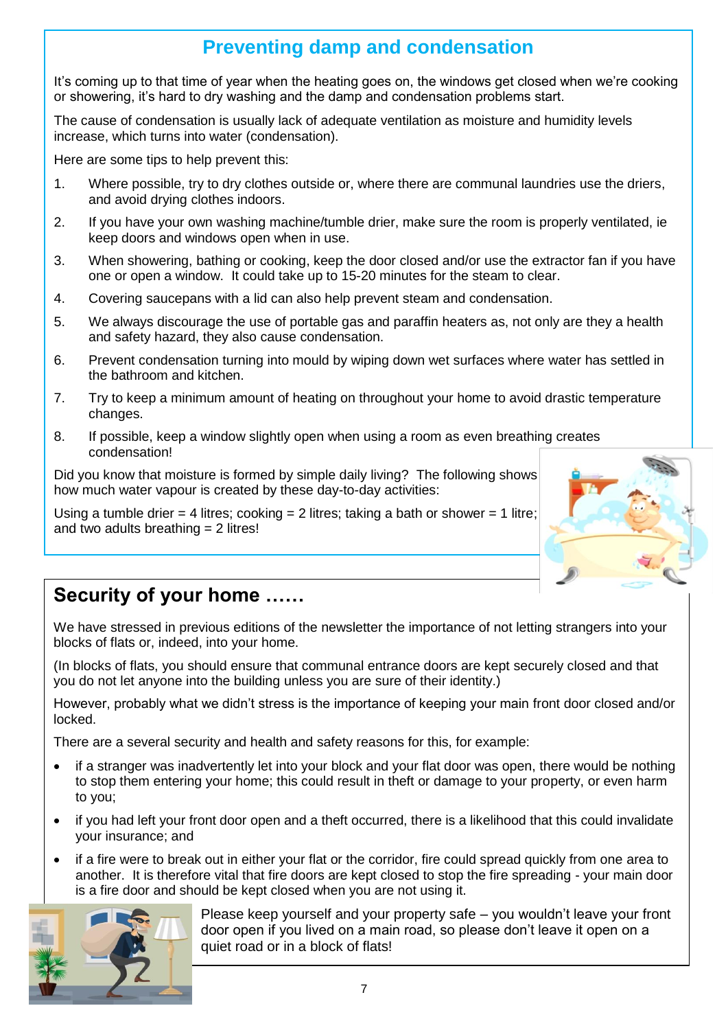## Preventing damp and condensation

It's coming up to that time of year when the heating goes on, the windows get closed when we're cooking or showering, it's hard to dry washing and the damp and condensation problems start.

The cause of condensation is usually lack of adequate ventilation as moisture and humidity levels increase, which turns into water (condensation).

Here are some tips to help prevent this:

1. Where possible, try to dry clothes outside or, where there are communal laundries use the driers, and avoid drying clothes indoors.
2. If you have your own washing machine/tumble drier, make sure the room is properly ventilated, ie keep doors and windows open when in use.
3. When showering, bathing or cooking, keep the door closed and/or use the extractor fan if you have one or open a window. It could take up to 15-20 minutes for the steam to clear.
4. Covering saucepans with a lid can also help prevent steam and condensation.
5. We always discourage the use of portable gas and paraffin heaters as, not only are they a health and safety hazard, they also cause condensation.
6. Prevent condensation turning into mould by wiping down wet surfaces where water has settled in the bathroom and kitchen.
7. Try to keep a minimum amount of heating on throughout your home to avoid drastic temperature changes.
8. If possible, keep a window slightly open when using a room as even breathing creates condensation!

Did you know that moisture is formed by simple daily living? The following shows how much water vapour is created by these day-to-day activities:

Using a tumble drier = 4 litres; cooking = 2 litres; taking a bath or shower = 1 litre; and two adults breathing = 2 litres!

## Security of your home ……

We have stressed in previous editions of the newsletter the importance of not letting strangers into your blocks of flats or, indeed, into your home.

(In blocks of flats, you should ensure that communal entrance doors are kept securely closed and that you do not let anyone into the building unless you are sure of their identity.)

However, probably what we didn't stress is the importance of keeping your main front door closed and/or locked.

There are a several security and health and safety reasons for this, for example:

- if a stranger was inadvertently let into your block and your flat door was open, there would be nothing to stop them entering your home; this could result in theft or damage to your property, or even harm to you;
- if you had left your front door open and a theft occurred, there is a likelihood that this could invalidate your insurance; and
- if a fire were to break out in either your flat or the corridor, fire could spread quickly from one area to another. It is therefore vital that fire doors are kept closed to stop the fire spreading - your main door is a fire door and should be kept closed when you are not using it.

Please keep yourself and your property safe – you wouldn't leave your front door open if you lived on a main road, so please don't leave it open on a quiet road or in a block of flats!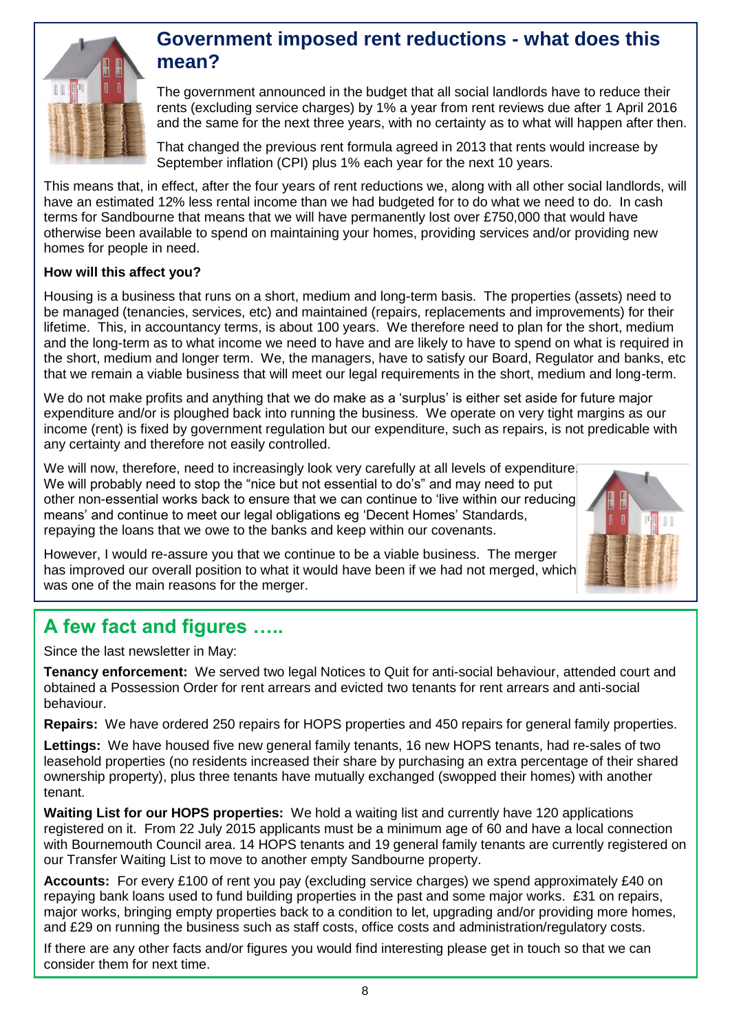## Government imposed rent reductions - what does this mean?

The government announced in the budget that all social landlords have to reduce their rents (excluding service charges) by 1% a year from rent reviews due after 1 April 2016 and the same for the next three years, with no certainty as to what will happen after then.

That changed the previous rent formula agreed in 2013 that rents would increase by September inflation (CPI) plus 1% each year for the next 10 years.

This means that, in effect, after the four years of rent reductions we, along with all other social landlords, will have an estimated 12% less rental income than we had budgeted for to do what we need to do. In cash terms for Sandbourne that means that we will have permanently lost over £750,000 that would have otherwise been available to spend on maintaining your homes, providing services and/or providing new homes for people in need.

**How will this affect you?**

Housing is a business that runs on a short, medium and long-term basis. The properties (assets) need to be managed (tenancies, services, etc) and maintained (repairs, replacements and improvements) for their lifetime. This, in accountancy terms, is about 100 years. We therefore need to plan for the short, medium and the long-term as to what income we need to have and are likely to have to spend on what is required in the short, medium and longer term. We, the managers, have to satisfy our Board, Regulator and banks, etc that we remain a viable business that will meet our legal requirements in the short, medium and long-term.

We do not make profits and anything that we do make as a 'surplus' is either set aside for future major expenditure and/or is ploughed back into running the business. We operate on very tight margins as our income (rent) is fixed by government regulation but our expenditure, such as repairs, is not predicable with any certainty and therefore not easily controlled.

We will now, therefore, need to increasingly look very carefully at all levels of expenditure. We will probably need to stop the "nice but not essential to do's" and may need to put other non-essential works back to ensure that we can continue to 'live within our reducing means' and continue to meet our legal obligations eg 'Decent Homes' Standards, repaying the loans that we owe to the banks and keep within our covenants.

However, I would re-assure you that we continue to be a viable business. The merger has improved our overall position to what it would have been if we had not merged, which was one of the main reasons for the merger.

## A few fact and figures …..

Since the last newsletter in May:

**Tenancy enforcement:** We served two legal Notices to Quit for anti-social behaviour, attended court and obtained a Possession Order for rent arrears and evicted two tenants for rent arrears and anti-social behaviour.

**Repairs:** We have ordered 250 repairs for HOPS properties and 450 repairs for general family properties.

**Lettings:** We have housed five new general family tenants, 16 new HOPS tenants, had re-sales of two leasehold properties (no residents increased their share by purchasing an extra percentage of their shared ownership property), plus three tenants have mutually exchanged (swopped their homes) with another tenant.

**Waiting List for our HOPS properties:** We hold a waiting list and currently have 120 applications registered on it. From 22 July 2015 applicants must be a minimum age of 60 and have a local connection with Bournemouth Council area. 14 HOPS tenants and 19 general family tenants are currently registered on our Transfer Waiting List to move to another empty Sandbourne property.

**Accounts:** For every £100 of rent you pay (excluding service charges) we spend approximately £40 on repaying bank loans used to fund building properties in the past and some major works. £31 on repairs, major works, bringing empty properties back to a condition to let, upgrading and/or providing more homes, and £29 on running the business such as staff costs, office costs and administration/regulatory costs.

If there are any other facts and/or figures you would find interesting please get in touch so that we can consider them for next time.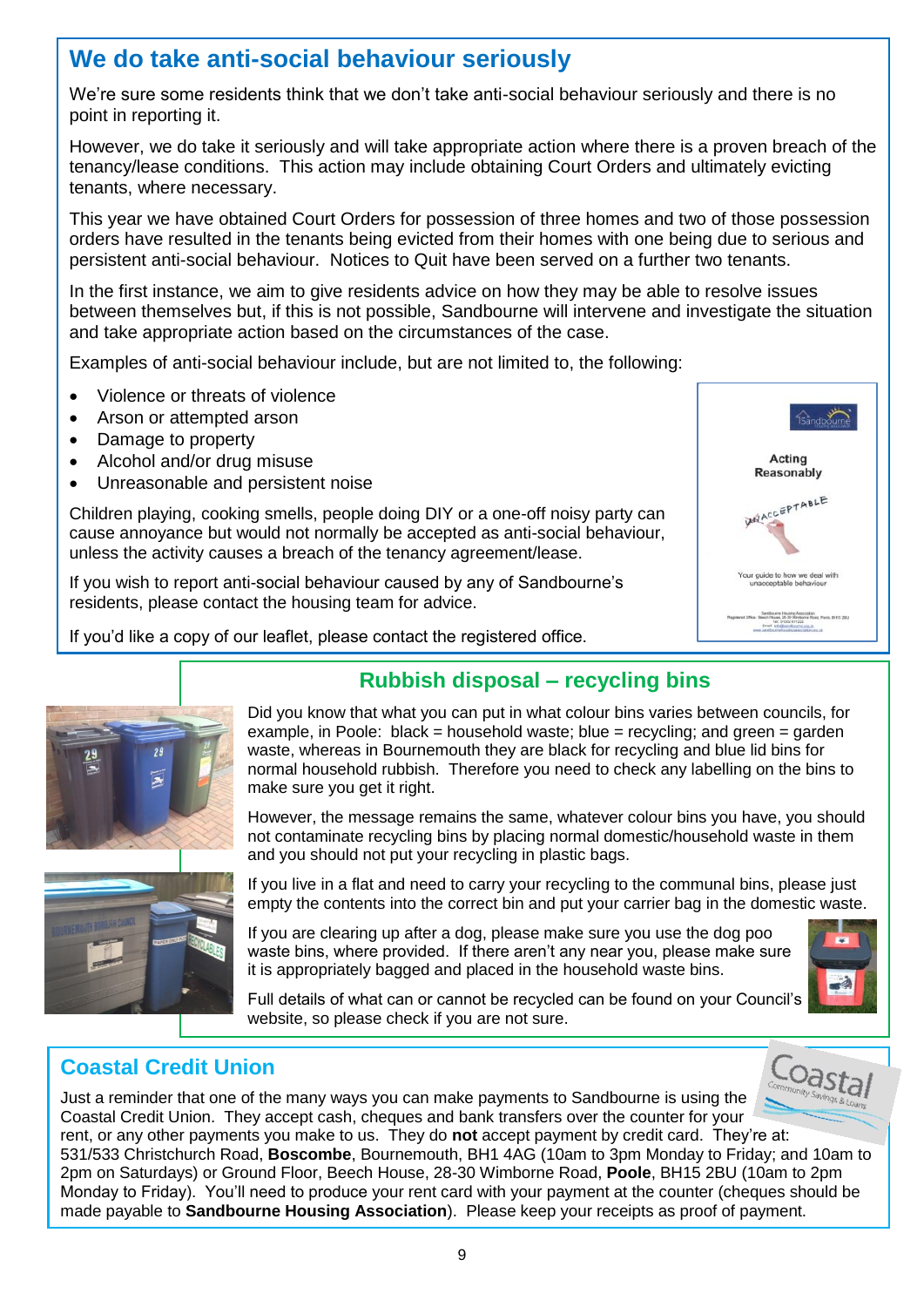## We do take anti-social behaviour seriously

We're sure some residents think that we don't take anti-social behaviour seriously and there is no point in reporting it.

However, we do take it seriously and will take appropriate action where there is a proven breach of the tenancy/lease conditions. This action may include obtaining Court Orders and ultimately evicting tenants, where necessary.

This year we have obtained Court Orders for possession of three homes and two of those possession orders have resulted in the tenants being evicted from their homes with one being due to serious and persistent anti-social behaviour. Notices to Quit have been served on a further two tenants.

In the first instance, we aim to give residents advice on how they may be able to resolve issues between themselves but, if this is not possible, Sandbourne will intervene and investigate the situation and take appropriate action based on the circumstances of the case.

Examples of anti-social behaviour include, but are not limited to, the following:

- Violence or threats of violence
- Arson or attempted arson
- Damage to property
- Alcohol and/or drug misuse
- Unreasonable and persistent noise

Children playing, cooking smells, people doing DIY or a one-off noisy party can cause annoyance but would not normally be accepted as anti-social behaviour, unless the activity causes a breach of the tenancy agreement/lease.

If you wish to report anti-social behaviour caused by any of Sandbourne's residents, please contact the housing team for advice.

If you'd like a copy of our leaflet, please contact the registered office.

## Rubbish disposal – recycling bins

Did you know that what you can put in what colour bins varies between councils, for example, in Poole: black = household waste; blue = recycling; and green = garden waste, whereas in Bournemouth they are black for recycling and blue lid bins for normal household rubbish. Therefore you need to check any labelling on the bins to make sure you get it right.

However, the message remains the same, whatever colour bins you have, you should not contaminate recycling bins by placing normal domestic/household waste in them and you should not put your recycling in plastic bags.

If you live in a flat and need to carry your recycling to the communal bins, please just empty the contents into the correct bin and put your carrier bag in the domestic waste.

If you are clearing up after a dog, please make sure you use the dog poo waste bins, where provided. If there aren't any near you, please make sure it is appropriately bagged and placed in the household waste bins.

Full details of what can or cannot be recycled can be found on your Council's website, so please check if you are not sure.

## Coastal Credit Union

Just a reminder that one of the many ways you can make payments to Sandbourne is using the Coastal Credit Union. They accept cash, cheques and bank transfers over the counter for your rent, or any other payments you make to us. They do **not** accept payment by credit card. They're at: 531/533 Christchurch Road, **Boscombe**, Bournemouth, BH1 4AG (10am to 3pm Monday to Friday; and 10am to 2pm on Saturdays) or Ground Floor, Beech House, 28-30 Wimborne Road, **Poole**, BH15 2BU (10am to 2pm Monday to Friday). You'll need to produce your rent card with your payment at the counter (cheques should be made payable to **Sandbourne Housing Association**). Please keep your receipts as proof of payment.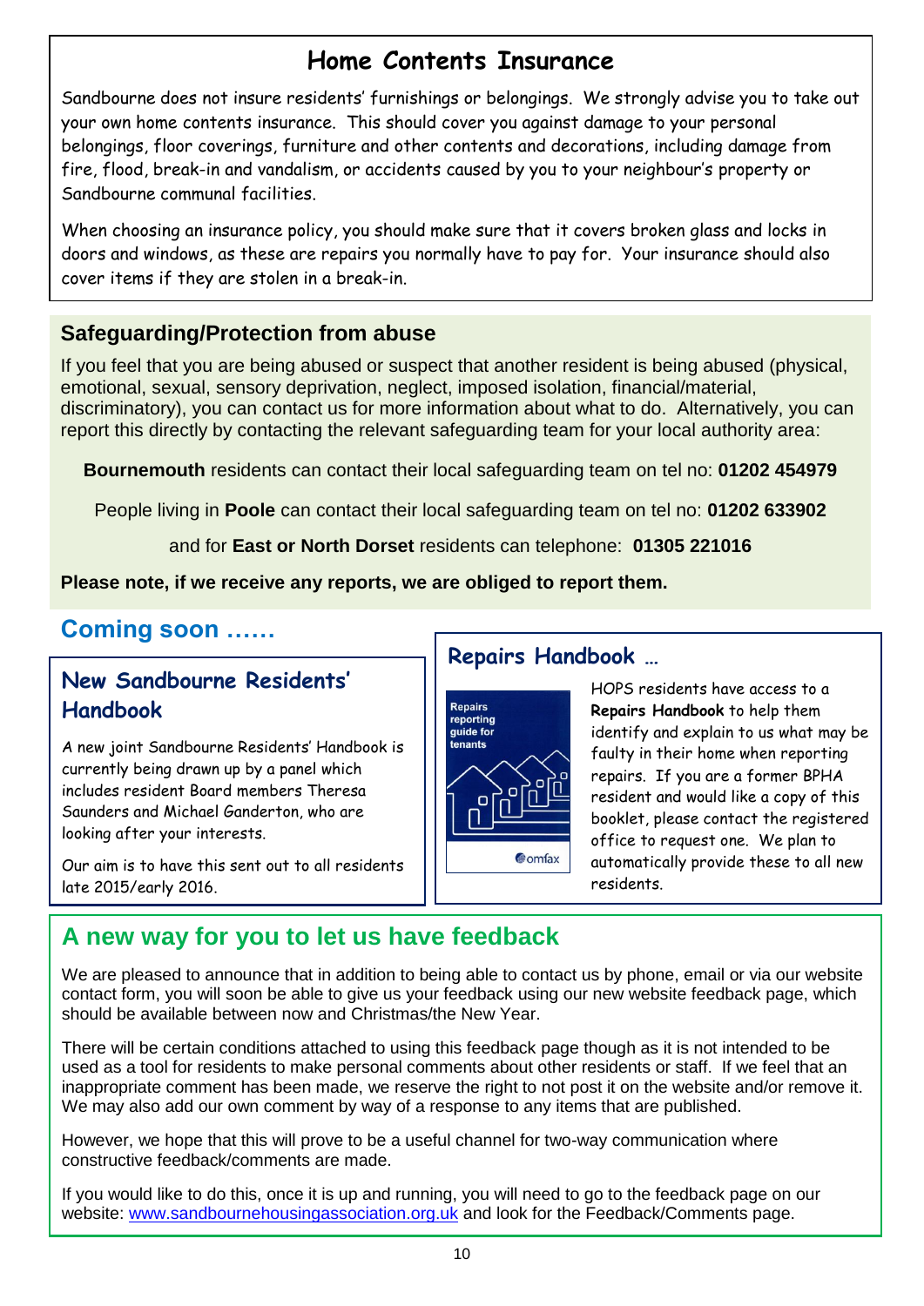## Home Contents Insurance

Sandbourne does not insure residents' furnishings or belongings. We strongly advise you to take out your own home contents insurance. This should cover you against damage to your personal belongings, floor coverings, furniture and other contents and decorations, including damage from fire, flood, break-in and vandalism, or accidents caused by you to your neighbour's property or Sandbourne communal facilities.

When choosing an insurance policy, you should make sure that it covers broken glass and locks in doors and windows, as these are repairs you normally have to pay for. Your insurance should also cover items if they are stolen in a break-in.

## Safeguarding/Protection from abuse

If you feel that you are being abused or suspect that another resident is being abused (physical, emotional, sexual, sensory deprivation, neglect, imposed isolation, financial/material, discriminatory), you can contact us for more information about what to do. Alternatively, you can report this directly by contacting the relevant safeguarding team for your local authority area:

**Bournemouth** residents can contact their local safeguarding team on tel no: **01202 454979**

People living in **Poole** can contact their local safeguarding team on tel no: **01202 633902**

and for **East or North Dorset** residents can telephone: **01305 221016**

**Please note, if we receive any reports, we are obliged to report them.**

## Coming soon ……

### New Sandbourne Residents' Handbook

A new joint Sandbourne Residents' Handbook is currently being drawn up by a panel which includes resident Board members Theresa Saunders and Michael Ganderton, who are looking after your interests.

Our aim is to have this sent out to all residents late 2015/early 2016.

### Repairs Handbook …

Repairs reporting guide for tenants

omfax

HOPS residents have access to a **Repairs Handbook** to help them identify and explain to us what may be faulty in their home when reporting repairs. If you are a former BPHA resident and would like a copy of this booklet, please contact the registered office to request one. We plan to automatically provide these to all new residents.

## A new way for you to let us have feedback

We are pleased to announce that in addition to being able to contact us by phone, email or via our website contact form, you will soon be able to give us your feedback using our new website feedback page, which should be available between now and Christmas/the New Year.

There will be certain conditions attached to using this feedback page though as it is not intended to be used as a tool for residents to make personal comments about other residents or staff. If we feel that an inappropriate comment has been made, we reserve the right to not post it on the website and/or remove it. We may also add our own comment by way of a response to any items that are published.

However, we hope that this will prove to be a useful channel for two-way communication where constructive feedback/comments are made.

If you would like to do this, once it is up and running, you will need to go to the feedback page on our website: www.sandbournehousingassociation.org.uk and look for the Feedback/Comments page.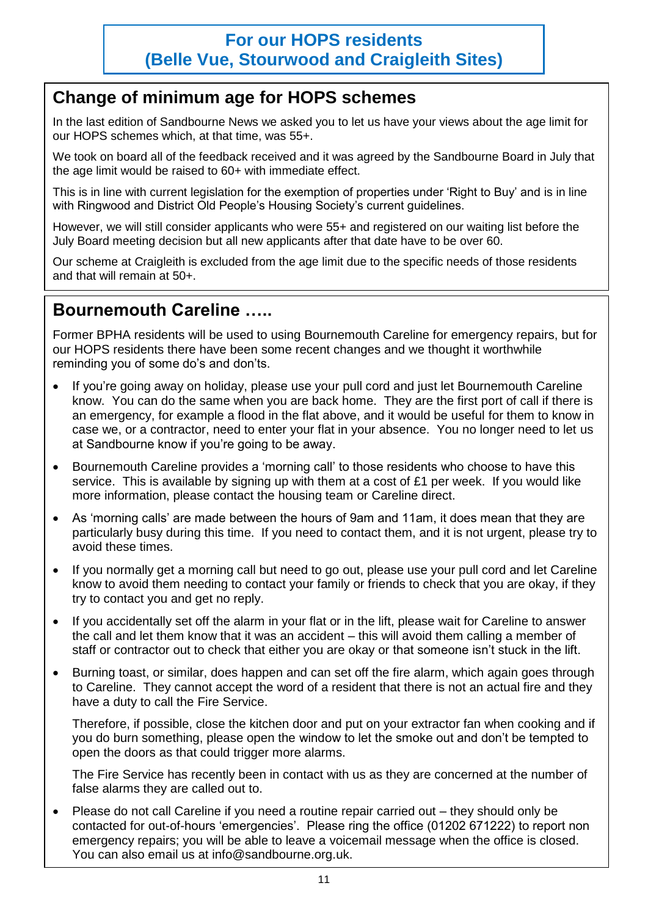# For our HOPS residents
# (Belle Vue, Stourwood and Craigleith Sites)

## Change of minimum age for HOPS schemes

In the last edition of Sandbourne News we asked you to let us have your views about the age limit for our HOPS schemes which, at that time, was 55+.

We took on board all of the feedback received and it was agreed by the Sandbourne Board in July that the age limit would be raised to 60+ with immediate effect.

This is in line with current legislation for the exemption of properties under 'Right to Buy' and is in line with Ringwood and District Old People's Housing Society's current guidelines.

However, we will still consider applicants who were 55+ and registered on our waiting list before the July Board meeting decision but all new applicants after that date have to be over 60.

Our scheme at Craigleith is excluded from the age limit due to the specific needs of those residents and that will remain at 50+.

## Bournemouth Careline …..

Former BPHA residents will be used to using Bournemouth Careline for emergency repairs, but for our HOPS residents there have been some recent changes and we thought it worthwhile reminding you of some do's and don'ts.

- If you're going away on holiday, please use your pull cord and just let Bournemouth Careline know. You can do the same when you are back home. They are the first port of call if there is an emergency, for example a flood in the flat above, and it would be useful for them to know in case we, or a contractor, need to enter your flat in your absence. You no longer need to let us at Sandbourne know if you're going to be away.
- Bournemouth Careline provides a 'morning call' to those residents who choose to have this service. This is available by signing up with them at a cost of £1 per week. If you would like more information, please contact the housing team or Careline direct.
- As 'morning calls' are made between the hours of 9am and 11am, it does mean that they are particularly busy during this time. If you need to contact them, and it is not urgent, please try to avoid these times.
- If you normally get a morning call but need to go out, please use your pull cord and let Careline know to avoid them needing to contact your family or friends to check that you are okay, if they try to contact you and get no reply.
- If you accidentally set off the alarm in your flat or in the lift, please wait for Careline to answer the call and let them know that it was an accident – this will avoid them calling a member of staff or contractor out to check that either you are okay or that someone isn't stuck in the lift.
- Burning toast, or similar, does happen and can set off the fire alarm, which again goes through to Careline. They cannot accept the word of a resident that there is not an actual fire and they have a duty to call the Fire Service.

  Therefore, if possible, close the kitchen door and put on your extractor fan when cooking and if you do burn something, please open the window to let the smoke out and don't be tempted to open the doors as that could trigger more alarms.

  The Fire Service has recently been in contact with us as they are concerned at the number of false alarms they are called out to.
- Please do not call Careline if you need a routine repair carried out – they should only be contacted for out-of-hours 'emergencies'. Please ring the office (01202 671222) to report non emergency repairs; you will be able to leave a voicemail message when the office is closed. You can also email us at info@sandbourne.org.uk.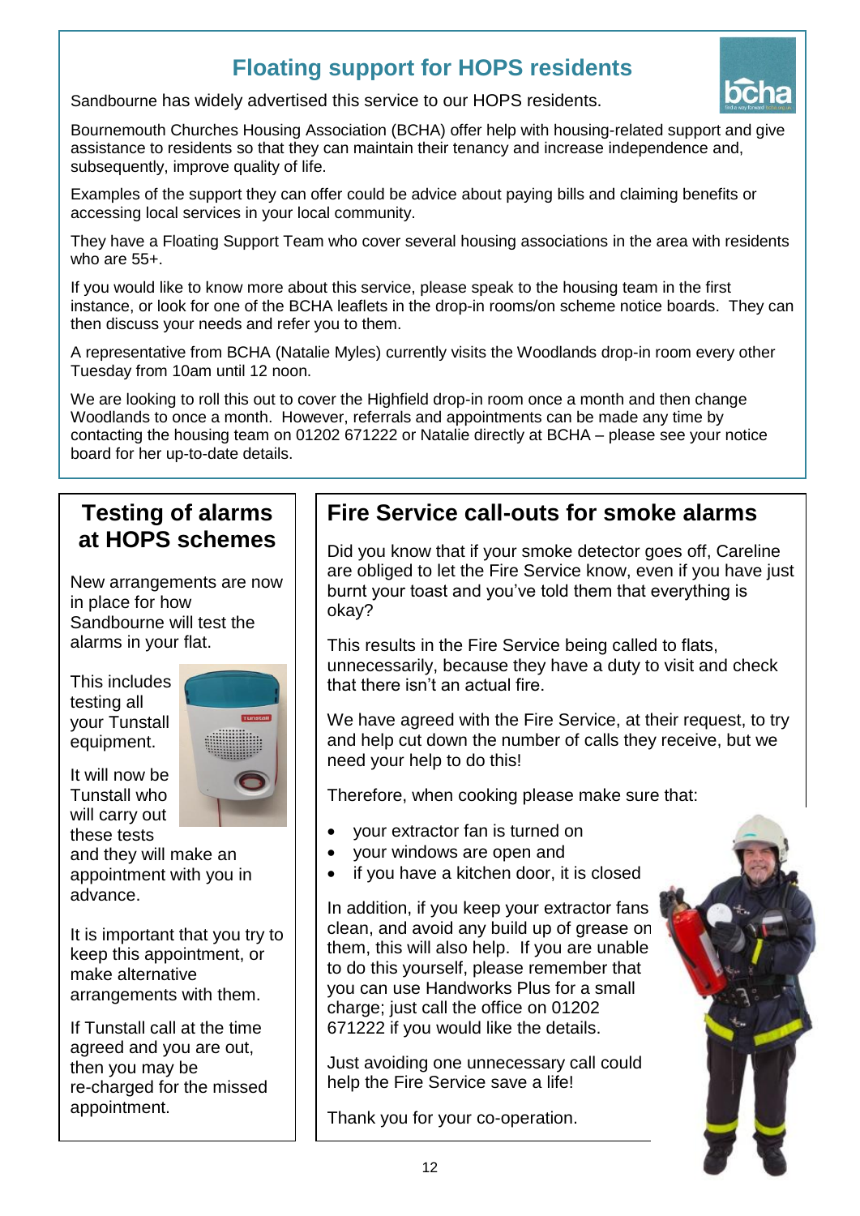## Floating support for HOPS residents

Sandbourne has widely advertised this service to our HOPS residents.

Bournemouth Churches Housing Association (BCHA) offer help with housing-related support and give assistance to residents so that they can maintain their tenancy and increase independence and, subsequently, improve quality of life.

Examples of the support they can offer could be advice about paying bills and claiming benefits or accessing local services in your local community.

They have a Floating Support Team who cover several housing associations in the area with residents who are 55+.

If you would like to know more about this service, please speak to the housing team in the first instance, or look for one of the BCHA leaflets in the drop-in rooms/on scheme notice boards. They can then discuss your needs and refer you to them.

A representative from BCHA (Natalie Myles) currently visits the Woodlands drop-in room every other Tuesday from 10am until 12 noon.

We are looking to roll this out to cover the Highfield drop-in room once a month and then change Woodlands to once a month. However, referrals and appointments can be made any time by contacting the housing team on 01202 671222 or Natalie directly at BCHA – please see your notice board for her up-to-date details.

## Testing of alarms at HOPS schemes

New arrangements are now in place for how Sandbourne will test the alarms in your flat.

This includes testing all your Tunstall equipment.

It will now be Tunstall who will carry out these tests and they will make an appointment with you in advance.

It is important that you try to keep this appointment, or make alternative arrangements with them.

If Tunstall call at the time agreed and you are out, then you may be re-charged for the missed appointment.

## Fire Service call-outs for smoke alarms

Did you know that if your smoke detector goes off, Careline are obliged to let the Fire Service know, even if you have just burnt your toast and you've told them that everything is okay?

This results in the Fire Service being called to flats, unnecessarily, because they have a duty to visit and check that there isn't an actual fire.

We have agreed with the Fire Service, at their request, to try and help cut down the number of calls they receive, but we need your help to do this!

Therefore, when cooking please make sure that:

- your extractor fan is turned on
- your windows are open and
- if you have a kitchen door, it is closed

In addition, if you keep your extractor fans clean, and avoid any build up of grease on them, this will also help. If you are unable to do this yourself, please remember that you can use Handworks Plus for a small charge; just call the office on 01202 671222 if you would like the details.

Just avoiding one unnecessary call could help the Fire Service save a life!

Thank you for your co-operation.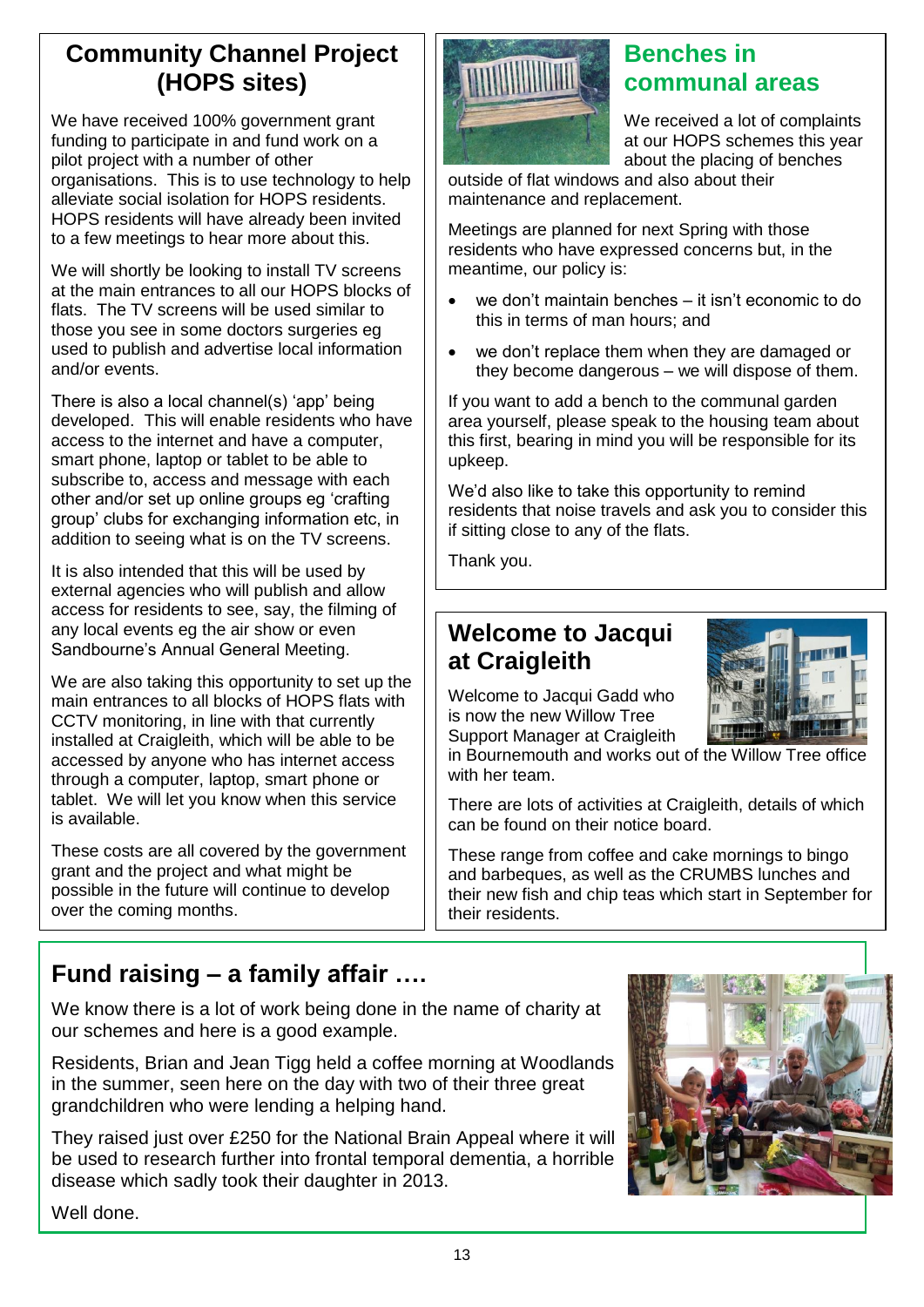## Community Channel Project (HOPS sites)

We have received 100% government grant funding to participate in and fund work on a pilot project with a number of other organisations. This is to use technology to help alleviate social isolation for HOPS residents. HOPS residents will have already been invited to a few meetings to hear more about this.

We will shortly be looking to install TV screens at the main entrances to all our HOPS blocks of flats. The TV screens will be used similar to those you see in some doctors surgeries eg used to publish and advertise local information and/or events.

There is also a local channel(s) 'app' being developed. This will enable residents who have access to the internet and have a computer, smart phone, laptop or tablet to be able to subscribe to, access and message with each other and/or set up online groups eg 'crafting group' clubs for exchanging information etc, in addition to seeing what is on the TV screens.

It is also intended that this will be used by external agencies who will publish and allow access for residents to see, say, the filming of any local events eg the air show or even Sandbourne's Annual General Meeting.

We are also taking this opportunity to set up the main entrances to all blocks of HOPS flats with CCTV monitoring, in line with that currently installed at Craigleith, which will be able to be accessed by anyone who has internet access through a computer, laptop, smart phone or tablet. We will let you know when this service is available.

These costs are all covered by the government grant and the project and what might be possible in the future will continue to develop over the coming months.

## Benches in communal areas

We received a lot of complaints at our HOPS schemes this year about the placing of benches outside of flat windows and also about their maintenance and replacement.

Meetings are planned for next Spring with those residents who have expressed concerns but, in the meantime, our policy is:

- we don't maintain benches – it isn't economic to do this in terms of man hours; and
- we don't replace them when they are damaged or they become dangerous – we will dispose of them.

If you want to add a bench to the communal garden area yourself, please speak to the housing team about this first, bearing in mind you will be responsible for its upkeep.

We'd also like to take this opportunity to remind residents that noise travels and ask you to consider this if sitting close to any of the flats.

Thank you.

## Welcome to Jacqui at Craigleith

Welcome to Jacqui Gadd who is now the new Willow Tree Support Manager at Craigleith in Bournemouth and works out of the Willow Tree office with her team.

There are lots of activities at Craigleith, details of which can be found on their notice board.

These range from coffee and cake mornings to bingo and barbeques, as well as the CRUMBS lunches and their new fish and chip teas which start in September for their residents.

## Fund raising – a family affair ….

We know there is a lot of work being done in the name of charity at our schemes and here is a good example.

Residents, Brian and Jean Tigg held a coffee morning at Woodlands in the summer, seen here on the day with two of their three great grandchildren who were lending a helping hand.

They raised just over £250 for the National Brain Appeal where it will be used to research further into frontal temporal dementia, a horrible disease which sadly took their daughter in 2013.

Well done.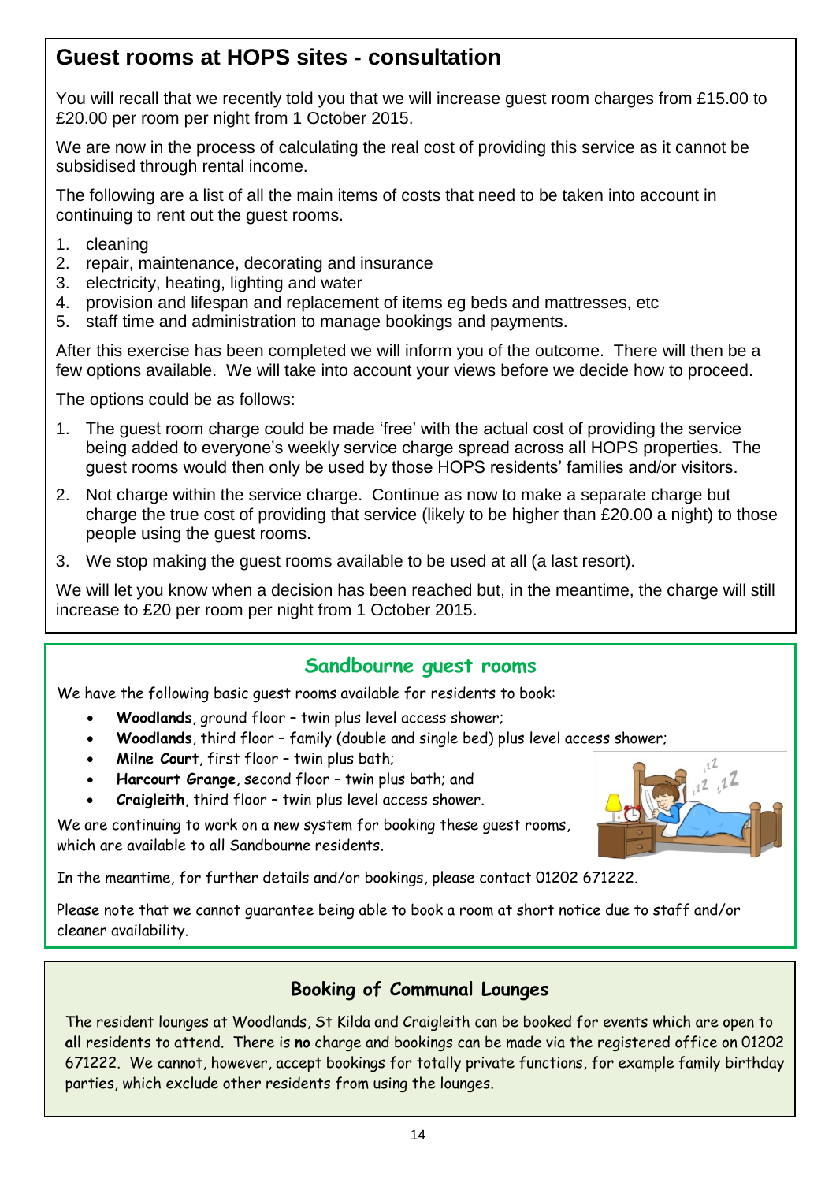## Guest rooms at HOPS sites - consultation

You will recall that we recently told you that we will increase guest room charges from £15.00 to £20.00 per room per night from 1 October 2015.

We are now in the process of calculating the real cost of providing this service as it cannot be subsidised through rental income.

The following are a list of all the main items of costs that need to be taken into account in continuing to rent out the guest rooms.

1. cleaning
2. repair, maintenance, decorating and insurance
3. electricity, heating, lighting and water
4. provision and lifespan and replacement of items eg beds and mattresses, etc
5. staff time and administration to manage bookings and payments.

After this exercise has been completed we will inform you of the outcome. There will then be a few options available. We will take into account your views before we decide how to proceed.

The options could be as follows:

1. The guest room charge could be made 'free' with the actual cost of providing the service being added to everyone's weekly service charge spread across all HOPS properties. The guest rooms would then only be used by those HOPS residents' families and/or visitors.
2. Not charge within the service charge. Continue as now to make a separate charge but charge the true cost of providing that service (likely to be higher than £20.00 a night) to those people using the guest rooms.
3. We stop making the guest rooms available to be used at all (a last resort).

We will let you know when a decision has been reached but, in the meantime, the charge will still increase to £20 per room per night from 1 October 2015.

## Sandbourne guest rooms

We have the following basic guest rooms available for residents to book:

- **Woodlands**, ground floor – twin plus level access shower;
- **Woodlands**, third floor – family (double and single bed) plus level access shower;
- **Milne Court**, first floor – twin plus bath;
- **Harcourt Grange**, second floor – twin plus bath; and
- **Craigleith**, third floor – twin plus level access shower.

We are continuing to work on a new system for booking these guest rooms, which are available to all Sandbourne residents.

In the meantime, for further details and/or bookings, please contact 01202 671222.

Please note that we cannot guarantee being able to book a room at short notice due to staff and/or cleaner availability.

## Booking of Communal Lounges

The resident lounges at Woodlands, St Kilda and Craigleith can be booked for events which are open to **all** residents to attend. There is **no** charge and bookings can be made via the registered office on 01202 671222. We cannot, however, accept bookings for totally private functions, for example family birthday parties, which exclude other residents from using the lounges.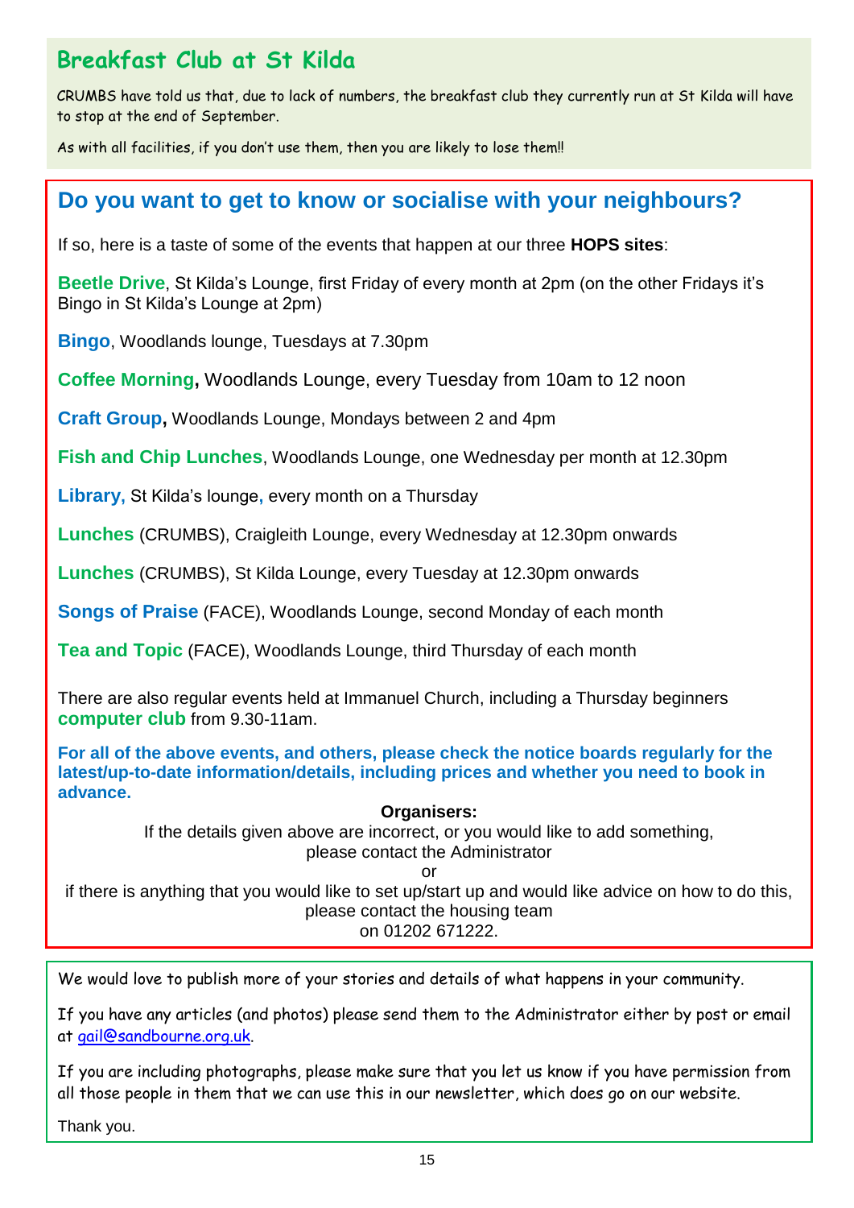## Breakfast Club at St Kilda

CRUMBS have told us that, due to lack of numbers, the breakfast club they currently run at St Kilda will have to stop at the end of September.

As with all facilities, if you don't use them, then you are likely to lose them!!

## Do you want to get to know or socialise with your neighbours?

If so, here is a taste of some of the events that happen at our three **HOPS sites**:

**Beetle Drive**, St Kilda's Lounge, first Friday of every month at 2pm (on the other Fridays it's Bingo in St Kilda's Lounge at 2pm)

**Bingo**, Woodlands lounge, Tuesdays at 7.30pm

**Coffee Morning,** Woodlands Lounge, every Tuesday from 10am to 12 noon

**Craft Group,** Woodlands Lounge, Mondays between 2 and 4pm

**Fish and Chip Lunches**, Woodlands Lounge, one Wednesday per month at 12.30pm

**Library,** St Kilda's lounge, every month on a Thursday

**Lunches** (CRUMBS), Craigleith Lounge, every Wednesday at 12.30pm onwards

**Lunches** (CRUMBS), St Kilda Lounge, every Tuesday at 12.30pm onwards

**Songs of Praise** (FACE), Woodlands Lounge, second Monday of each month

**Tea and Topic** (FACE), Woodlands Lounge, third Thursday of each month

There are also regular events held at Immanuel Church, including a Thursday beginners **computer club** from 9.30-11am.

**For all of the above events, and others, please check the notice boards regularly for the latest/up-to-date information/details, including prices and whether you need to book in advance.**

**Organisers:**

If the details given above are incorrect, or you would like to add something, please contact the Administrator

or

if there is anything that you would like to set up/start up and would like advice on how to do this, please contact the housing team on 01202 671222.

---

We would love to publish more of your stories and details of what happens in your community.

If you have any articles (and photos) please send them to the Administrator either by post or email at gail@sandbourne.org.uk.

If you are including photographs, please make sure that you let us know if you have permission from all those people in them that we can use this in our newsletter, which does go on our website.

Thank you.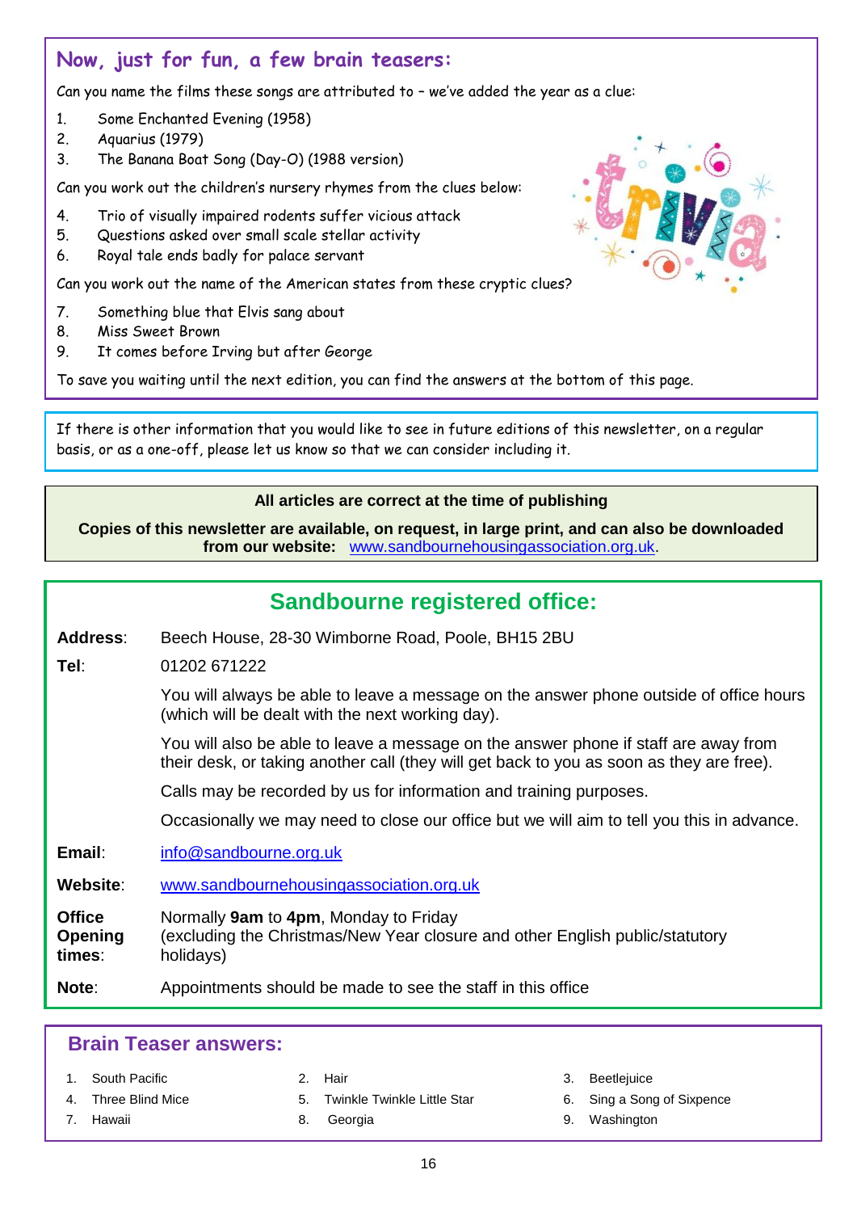## Now, just for fun, a few brain teasers:

Can you name the films these songs are attributed to – we've added the year as a clue:

1. Some Enchanted Evening (1958)
2. Aquarius (1979)
3. The Banana Boat Song (Day-O) (1988 version)

Can you work out the children's nursery rhymes from the clues below:

4. Trio of visually impaired rodents suffer vicious attack
5. Questions asked over small scale stellar activity
6. Royal tale ends badly for palace servant

Can you work out the name of the American states from these cryptic clues?

7. Something blue that Elvis sang about
8. Miss Sweet Brown
9. It comes before Irving but after George

To save you waiting until the next edition, you can find the answers at the bottom of this page.

If there is other information that you would like to see in future editions of this newsletter, on a regular basis, or as a one-off, please let us know so that we can consider including it.

**All articles are correct at the time of publishing**

**Copies of this newsletter are available, on request, in large print, and can also be downloaded from our website:** www.sandbournehousingassociation.org.uk.

## Sandbourne registered office:

**Address**: Beech House, 28-30 Wimborne Road, Poole, BH15 2BU

**Tel**: 01202 671222

You will always be able to leave a message on the answer phone outside of office hours (which will be dealt with the next working day).

You will also be able to leave a message on the answer phone if staff are away from their desk, or taking another call (they will get back to you as soon as they are free).

Calls may be recorded by us for information and training purposes.

Occasionally we may need to close our office but we will aim to tell you this in advance.

**Email**: info@sandbourne.org.uk

**Website**: www.sandbournehousingassociation.org.uk

**Office Opening times**: Normally **9am** to **4pm**, Monday to Friday (excluding the Christmas/New Year closure and other English public/statutory holidays)

**Note**: Appointments should be made to see the staff in this office

## Brain Teaser answers:

1. South Pacific
2. Hair
3. Beetlejuice
4. Three Blind Mice
5. Twinkle Twinkle Little Star
6. Sing a Song of Sixpence
7. Hawaii
8. Georgia
9. Washington